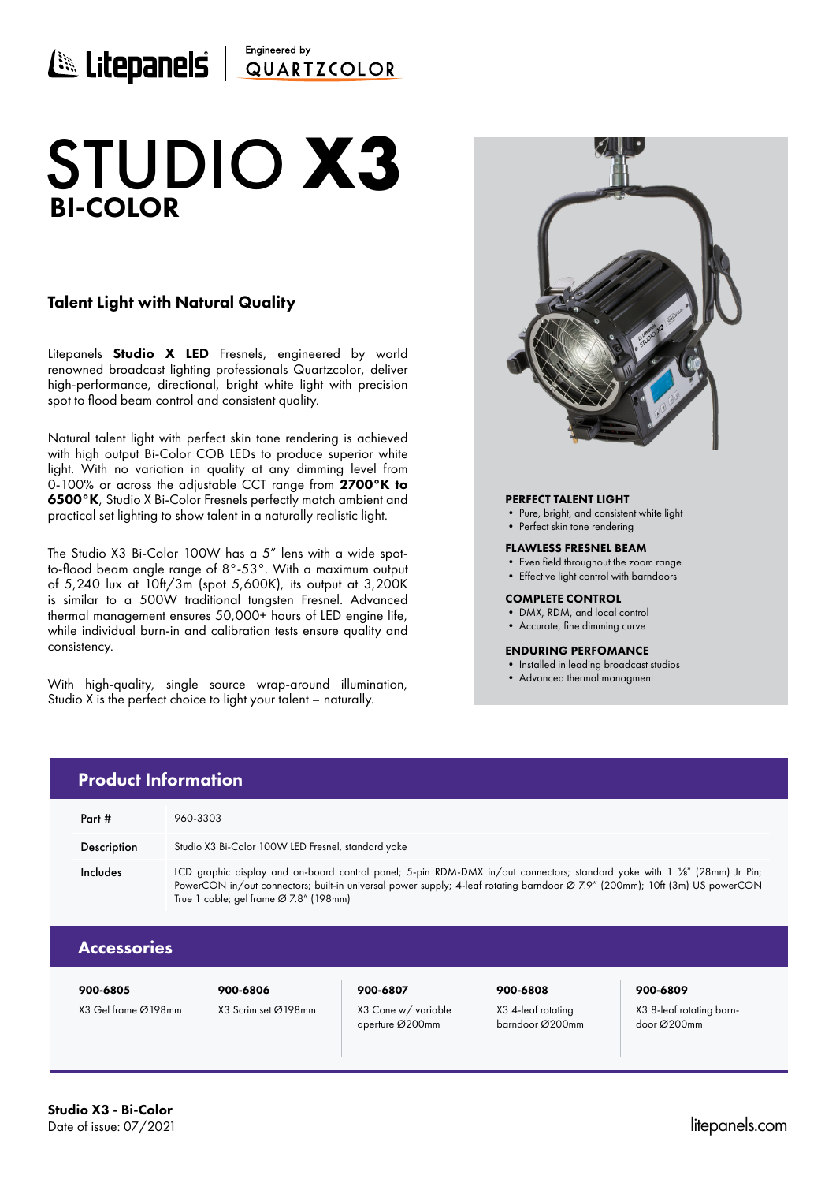Litepanels | Engineered by QUARTZCOLOR

# STUDIO X3
## BI-COLOR

### Talent Light with Natural Quality

Litepanels **Studio X LED** Fresnels, engineered by world renowned broadcast lighting professionals Quartzcolor, deliver high-performance, directional, bright white light with precision spot to flood beam control and consistent quality.

Natural talent light with perfect skin tone rendering is achieved with high output Bi-Color COB LEDs to produce superior white light. With no variation in quality at any dimming level from 0-100% or across the adjustable CCT range from **2700°K to 6500°K**, Studio X Bi-Color Fresnels perfectly match ambient and practical set lighting to show talent in a naturally realistic light.

The Studio X3 Bi-Color 100W has a 5" lens with a wide spot-to-flood beam angle range of 8°-53°. With a maximum output of 5,240 lux at 10ft/3m (spot 5,600K), its output at 3,200K is similar to a 500W traditional tungsten Fresnel. Advanced thermal management ensures 50,000+ hours of LED engine life, while individual burn-in and calibration tests ensure quality and consistency.

With high-quality, single source wrap-around illumination, Studio X is the perfect choice to light your talent – naturally.

**PERFECT TALENT LIGHT**
- Pure, bright, and consistent white light
- Perfect skin tone rendering

**FLAWLESS FRESNEL BEAM**
- Even field throughout the zoom range
- Effective light control with barndoors

**COMPLETE CONTROL**
- DMX, RDM, and local control
- Accurate, fine dimming curve

**ENDURING PERFOMANCE**
- Installed in leading broadcast studios
- Advanced thermal managment

## Product Information

| | |
|---|---|
| Part # | 960-3303 |
| Description | Studio X3 Bi-Color 100W LED Fresnel, standard yoke |
| Includes | LCD graphic display and on-board control panel; 5-pin RDM-DMX in/out connectors; standard yoke with 1 ⅛" (28mm) Jr Pin; PowerCON in/out connectors; built-in universal power supply; 4-leaf rotating barndoor Ø 7.9" (200mm); 10ft (3m) US powerCON True 1 cable; gel frame Ø 7.8" (198mm) |

## Accessories

| 900-6805 | 900-6806 | 900-6807 | 900-6808 | 900-6809 |
|---|---|---|---|---|
| X3 Gel frame Ø198mm | X3 Scrim set Ø198mm | X3 Cone w/ variable aperture Ø200mm | X3 4-leaf rotating barndoor Ø200mm | X3 8-leaf rotating barn-door Ø200mm |

**Studio X3 - Bi-Color**
Date of issue: 07/2021

litepanels.com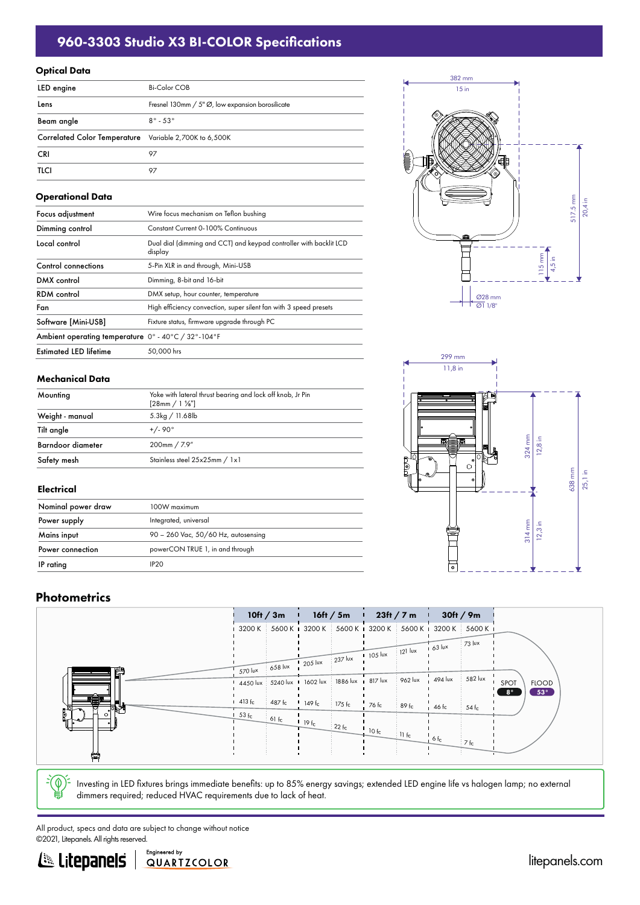# 960-3303 Studio X3 BI-COLOR Specifications

### Optical Data

| | |
|---|---|
| LED engine | Bi-Color COB |
| Lens | Fresnel 130mm / 5" Ø, low expansion borosilicate |
| Beam angle | 8° - 53° |
| Correlated Color Temperature | Variable 2,700K to 6,500K |
| CRI | 97 |
| TLCI | 97 |

### Operational Data

| | |
|---|---|
| Focus adjustment | Wire focus mechanism on Teflon bushing |
| Dimming control | Constant Current 0-100% Continuous |
| Local control | Dual dial (dimming and CCT) and keypad controller with backlit LCD display |
| Control connections | 5-Pin XLR in and through, Mini-USB |
| DMX control | Dimming, 8-bit and 16-bit |
| RDM control | DMX setup, hour counter, temperature |
| Fan | High efficiency convection, super silent fan with 3 speed presets |
| Software [Mini-USB] | Fixture status, firmware upgrade through PC |
| Ambient operating temperature | 0° - 40°C / 32°-104°F |
| Estimated LED lifetime | 50,000 hrs |

### Mechanical Data

| | |
|---|---|
| Mounting | Yoke with lateral thrust bearing and lock off knob, Jr Pin [28mm / 1 ⅛"] |
| Weight - manual | 5.3kg / 11.68lb |
| Tilt angle | +/- 90° |
| Barndoor diameter | 200mm / 7.9" |
| Safety mesh | Stainless steel 25x25mm / 1x1 |

### Electrical

| | |
|---|---|
| Nominal power draw | 100W maximum |
| Power supply | Integrated, universal |
| Mains input | 90 – 260 Vac, 50/60 Hz, autosensing |
| Power connection | powerCON TRUE 1, in and through |
| IP rating | IP20 |

382 mm
15 in
517,5 mm
20,4 in
115 mm
4,5 in
Ø28 mm
Ø1 1/8"

299 mm
11,8 in
324 mm
12,8 in
638 mm
25,1 in
314 mm
12,3 in

## Photometrics

10ft / 3m
16ft / 5m
23ft / 7 m
30ft / 9m
3200 K 5600 K 3200 K 5600 K 3200 K 5600 K 3200 K 5600 K

570 lux 658 lux 205 lux 237 lux 105 lux 121 lux 63 lux 73 lux
4450 lux 5240 lux 1602 lux 1886 lux 817 lux 962 lux 494 lux 582 lux
413 fc 487 fc 149 fc 175 fc 76 fc 89 fc 46 fc 54 fc
53 fc 61 fc 19 fc 22 fc 10 fc 11 fc 6 fc 7 fc

SPOT 8°
FLOOD 53°

Investing in LED fixtures brings immediate benefits: up to 85% energy savings; extended LED engine life vs halogen lamp; no external dimmers required; reduced HVAC requirements due to lack of heat.

All product, specs and data are subject to change without notice
©2021, Litepanels. All rights reserved.

Litepanels | Engineered by QUARTZCOLOR

litepanels.com